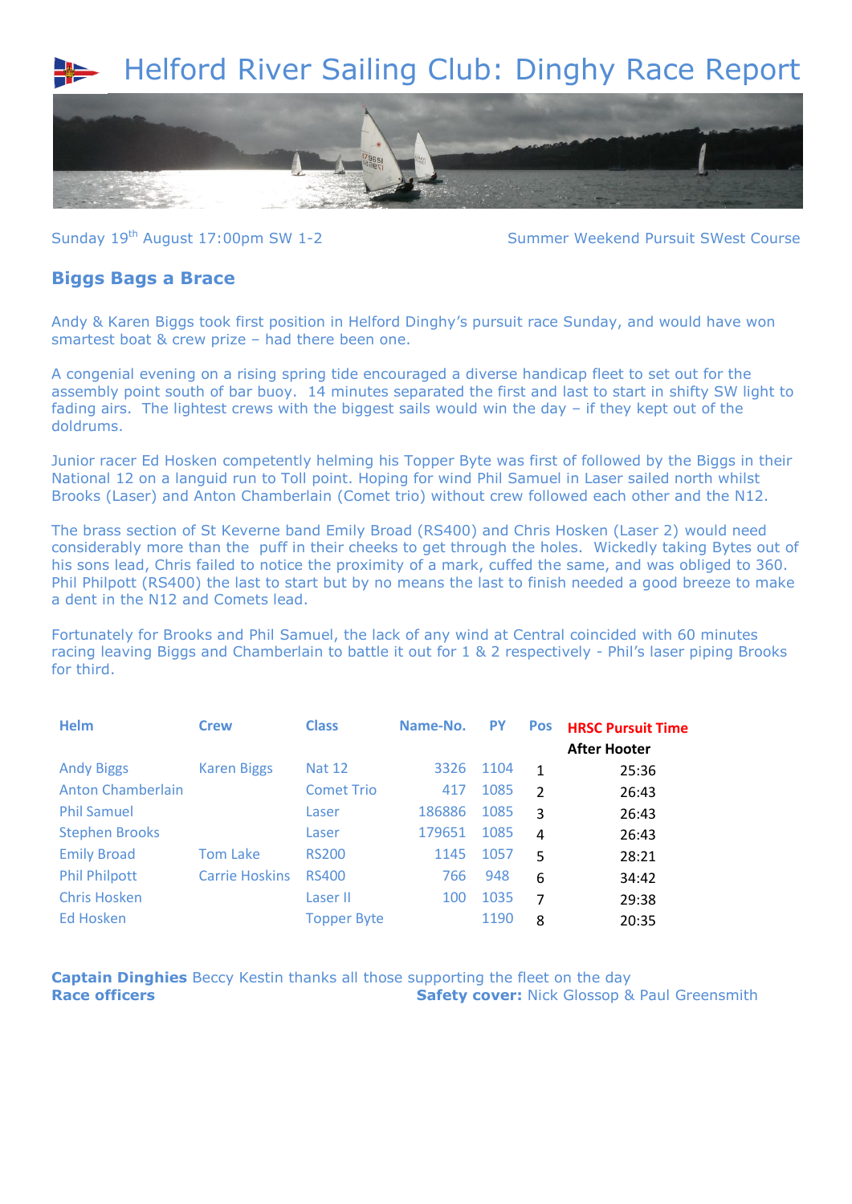# Helford River Sailing Club: Dinghy Race Report

Sunday 19th August 17:00pm SW 1-2 — Summer Weekend Pursuit SWest Course

## Biggs Bags a Brace

Andy & Karen Biggs took first position in Helford Dinghy's pursuit race Sunday, and would have won smartest boat & crew prize – had there been one.

A congenial evening on a rising spring tide encouraged a diverse handicap fleet to set out for the assembly point south of bar buoy. 14 minutes separated the first and last to start in shifty SW light to fading airs. The lightest crews with the biggest sails would win the day – if they kept out of the doldrums.

Junior racer Ed Hosken competently helming his Topper Byte was first of followed by the Biggs in their National 12 on a languid run to Toll point. Hoping for wind Phil Samuel in Laser sailed north whilst Brooks (Laser) and Anton Chamberlain (Comet trio) without crew followed each other and the N12.

The brass section of St Keverne band Emily Broad (RS400) and Chris Hosken (Laser 2) would need considerably more than the puff in their cheeks to get through the holes. Wickedly taking Bytes out of his sons lead, Chris failed to notice the proximity of a mark, cuffed the same, and was obliged to 360. Phil Philpott (RS400) the last to start but by no means the last to finish needed a good breeze to make a dent in the N12 and Comets lead.

Fortunately for Brooks and Phil Samuel, the lack of any wind at Central coincided with 60 minutes racing leaving Biggs and Chamberlain to battle it out for 1 & 2 respectively - Phil's laser piping Brooks for third.

| Helm | Crew | Class | Name-No. | PY | Pos | HRSC Pursuit Time After Hooter |
|---|---|---|---|---|---|---|
| Andy Biggs | Karen Biggs | Nat 12 | 3326 | 1104 | 1 | 25:36 |
| Anton Chamberlain | | Comet Trio | 417 | 1085 | 2 | 26:43 |
| Phil Samuel | | Laser | 186886 | 1085 | 3 | 26:43 |
| Stephen Brooks | | Laser | 179651 | 1085 | 4 | 26:43 |
| Emily Broad | Tom Lake | RS200 | 1145 | 1057 | 5 | 28:21 |
| Phil Philpott | Carrie Hoskins | RS400 | 766 | 948 | 6 | 34:42 |
| Chris Hosken | | Laser II | 100 | 1035 | 7 | 29:38 |
| Ed Hosken | | Topper Byte | | 1190 | 8 | 20:35 |

**Captain Dinghies** Beccy Kestin thanks all those supporting the fleet on the day

**Race officers**

**Safety cover:** Nick Glossop & Paul Greensmith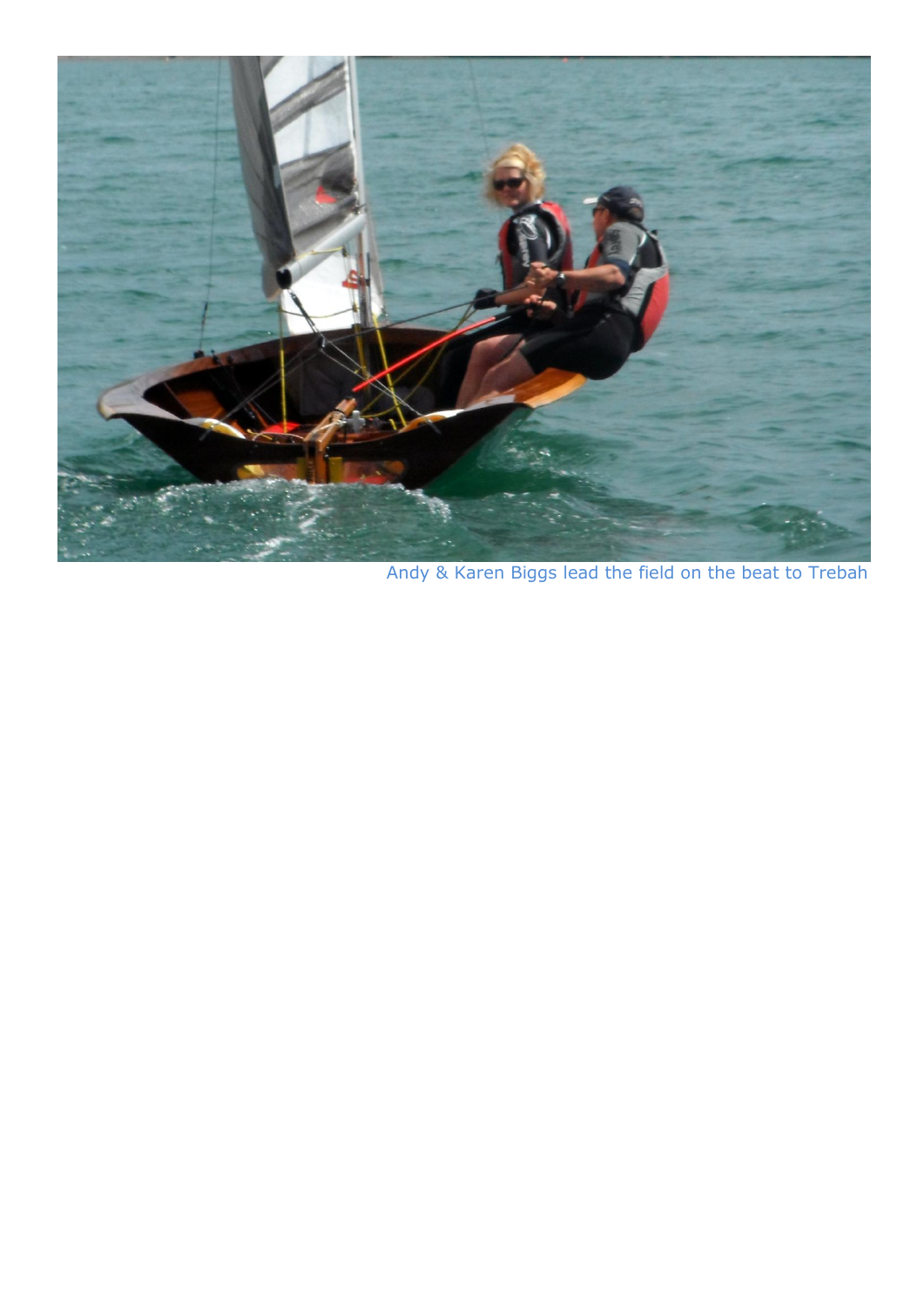Andy & Karen Biggs lead the field on the beat to Trebah